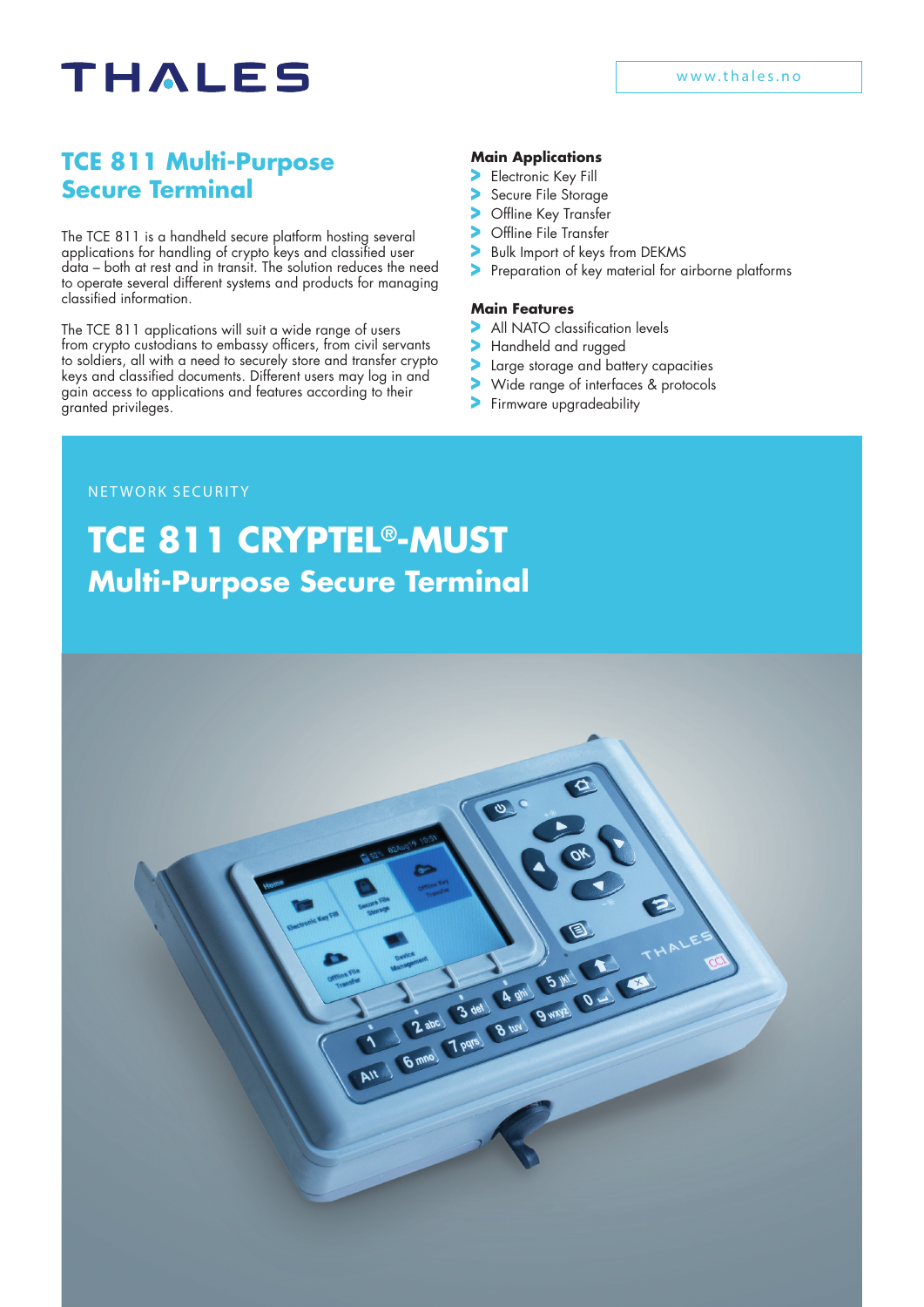THALES

www.thales.no

## TCE 811 Multi-Purpose Secure Terminal

The TCE 811 is a handheld secure platform hosting several applications for handling of crypto keys and classified user data – both at rest and in transit. The solution reduces the need to operate several different systems and products for managing classified information.

The TCE 811 applications will suit a wide range of users from crypto custodians to embassy officers, from civil servants to soldiers, all with a need to securely store and transfer crypto keys and classified documents. Different users may log in and gain access to applications and features according to their granted privileges.

### Main Applications

- Electronic Key Fill
- Secure File Storage
- Offline Key Transfer
- Offline File Transfer
- Bulk Import of keys from DEKMS
- Preparation of key material for airborne platforms

### Main Features

- All NATO classification levels
- Handheld and rugged
- Large storage and battery capacities
- Wide range of interfaces & protocols
- Firmware upgradeability

NETWORK SECURITY

# TCE 811 CRYPTEL®-MUST

## Multi-Purpose Secure Terminal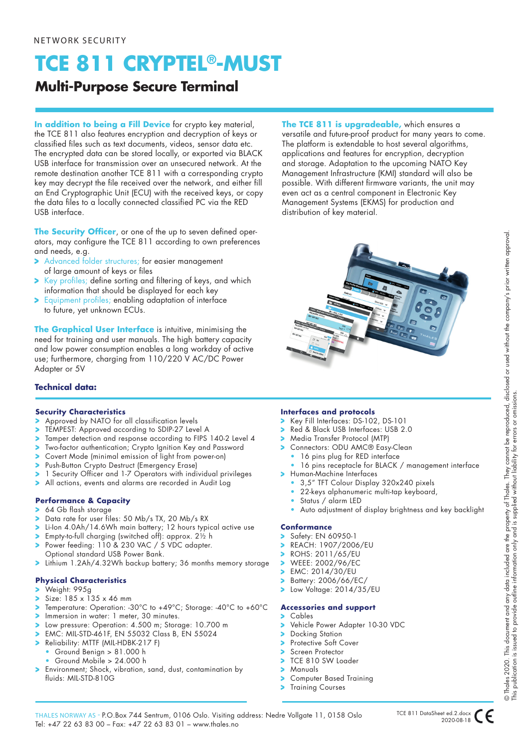NETWORK SECURITY

# TCE 811 CRYPTEL®-MUST

## Multi-Purpose Secure Terminal

**In addition to being a Fill Device** for crypto key material, the TCE 811 also features encryption and decryption of keys or classified files such as text documents, videos, sensor data etc. The encrypted data can be stored locally, or exported via BLACK USB interface for transmission over an unsecured network. At the remote destination another TCE 811 with a corresponding crypto key may decrypt the file received over the network, and either fill an End Cryptographic Unit (ECU) with the received keys, or copy the data files to a locally connected classified PC via the RED USB interface.

**The Security Officer**, or one of the up to seven defined operators, may configure the TCE 811 according to own preferences and needs, e.g.

- Advanced folder structures; for easier management of large amount of keys or files
- Key profiles; define sorting and filtering of keys, and which information that should be displayed for each key
- Equipment profiles; enabling adaptation of interface to future, yet unknown ECUs.

**The Graphical User Interface** is intuitive, minimising the need for training and user manuals. The high battery capacity and low power consumption enables a long workday of active use; furthermore, charging from 110/220 V AC/DC Power Adapter or 5V

**The TCE 811 is upgradeable,** which ensures a versatile and future-proof product for many years to come. The platform is extendable to host several algorithms, applications and features for encryption, decryption and storage. Adaptation to the upcoming NATO Key Management Infrastructure (KMI) standard will also be possible. With different firmware variants, the unit may even act as a central component in Electronic Key Management Systems (EKMS) for production and distribution of key material.

### Technical data:

#### Security Characteristics

- Approved by NATO for all classification levels
- TEMPEST: Approved according to SDIP-27 Level A
- Tamper detection and response according to FIPS 140-2 Level 4
- Two-factor authentication; Crypto Ignition Key and Password
- Covert Mode (minimal emission of light from power-on)
- Push-Button Crypto Destruct (Emergency Erase)
- 1 Security Officer and 1-7 Operators with individual privileges
- All actions, events and alarms are recorded in Audit Log

#### Performance & Capacity

- 64 Gb flash storage
- Data rate for user files: 50 Mb/s TX, 20 Mb/s RX
- Li-Ion 4.0Ah/14.6Wh main battery; 12 hours typical active use
- Empty-to-full charging (switched off): approx. 2½ h
- Power feeding: 110 & 230 VAC / 5 VDC adapter. Optional standard USB Power Bank.
- Lithium 1.2Ah/4.32Wh backup battery; 36 months memory storage

#### Physical Characteristics

- Weight: 995g
- Size: 185 x 135 x 46 mm
- Temperature: Operation: -30°C to +49°C; Storage: -40°C to +60°C
- Immersion in water: 1 meter, 30 minutes.
- Low pressure: Operation: 4.500 m; Storage: 10.700 m
- EMC: MIL-STD-461F, EN 55032 Class B, EN 55024
- Reliability: MTTF (MIL-HDBK-217 F)
  - Ground Benign > 81.000 h
  - Ground Mobile > 24.000 h
- Environment; Shock, vibration, sand, dust, contamination by fluids: MIL-STD-810G

#### Interfaces and protocols

- Key Fill Interfaces: DS-102, DS-101
- Red & Black USB Interfaces: USB 2.0
- Media Transfer Protocol (MTP)
- Connectors: ODU AMC® Easy-Clean
  - 16 pins plug for RED interface
  - 16 pins receptacle for BLACK / management interface
- Human-Machine Interfaces
  - 3,5" TFT Colour Display 320x240 pixels
  - 22-keys alphanumeric multi-tap keyboard,
  - Status / alarm LED
  - Auto adjustment of display brightness and key backlight

#### Conformance

- Safety: EN 60950-1
- REACH: 1907/2006/EU
- ROHS: 2011/65/EU
- WEEE: 2002/96/EC
- EMC: 2014/30/EU
- Battery: 2006/66/EC/
- Low Voltage: 2014/35/EU

#### Accessories and support

- Cables
- Vehicle Power Adapter 10-30 VDC
- Docking Station
- Protective Soft Cover
- Screen Protector
- TCE 810 SW Loader
- Manuals
- Computer Based Training
- Training Courses

© Thales 2020. This document and any data included are the property of Thales. They cannot be reproduced, disclosed or used without the company's prior written approval. This publication is issued to provide outline information only and is supplied without liability for errors or omissions.

THALES NORWAY AS - P.O.Box 744 Sentrum, 0106 Oslo. Visiting address: Nedre Vollgate 11, 0158 Oslo
Tel: +47 22 63 83 00 – Fax: +47 22 63 83 01 – www.thales.no

TCE 811 DataSheet ed.2.docx
2020-08-18